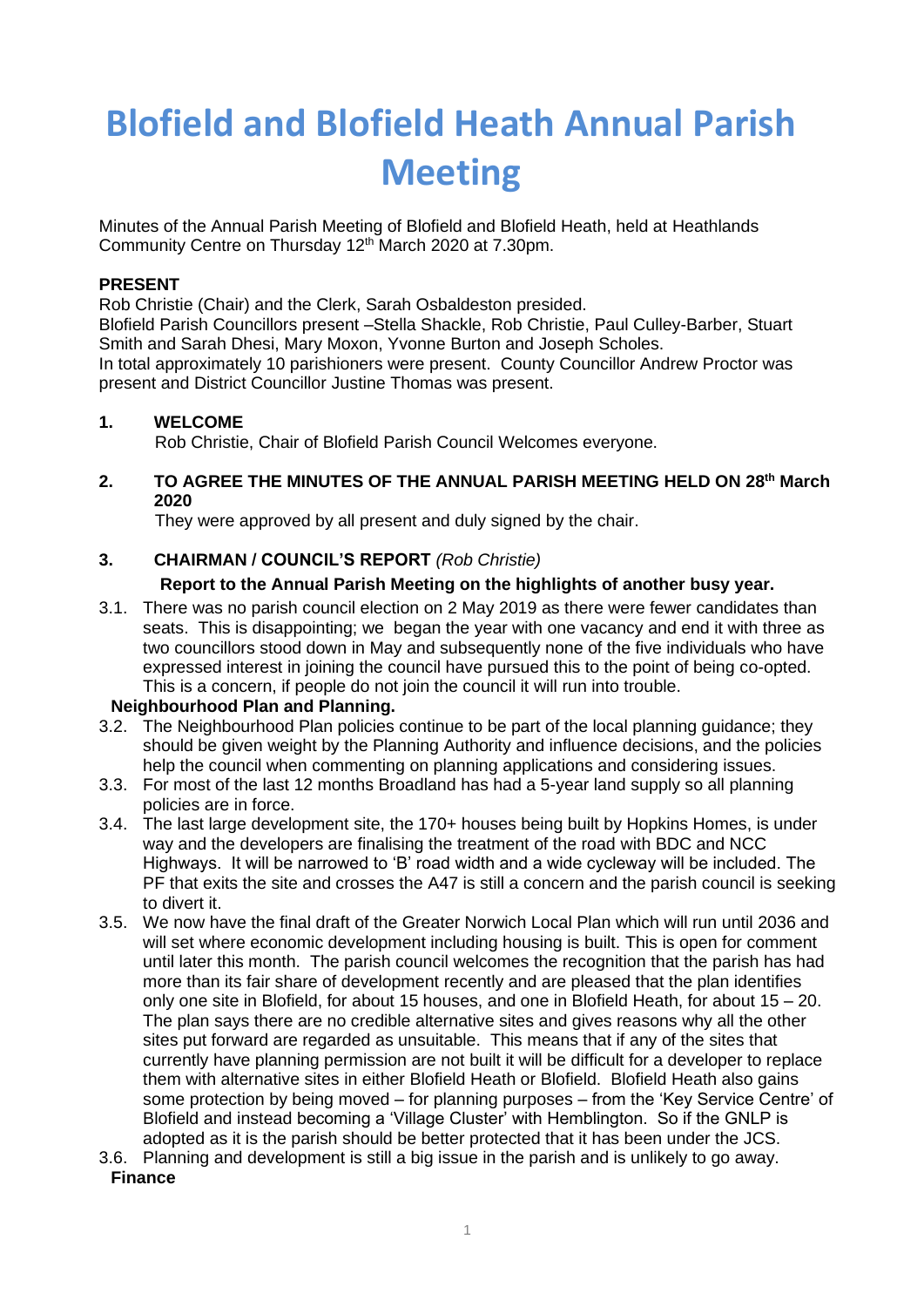# Blofield and Blofield Heath Annual Parish Meeting

Minutes of the Annual Parish Meeting of Blofield and Blofield Heath, held at Heathlands Community Centre on Thursday 12th March 2020 at 7.30pm.

**PRESENT**

Rob Christie (Chair) and the Clerk, Sarah Osbaldeston presided.
Blofield Parish Councillors present –Stella Shackle, Rob Christie, Paul Culley-Barber, Stuart Smith and Sarah Dhesi, Mary Moxon, Yvonne Burton and Joseph Scholes.
In total approximately 10 parishioners were present. County Councillor Andrew Proctor was present and District Councillor Justine Thomas was present.

**1. WELCOME**

Rob Christie, Chair of Blofield Parish Council Welcomes everyone.

**2. TO AGREE THE MINUTES OF THE ANNUAL PARISH MEETING HELD ON 28th March 2020**

They were approved by all present and duly signed by the chair.

**3. CHAIRMAN / COUNCIL'S REPORT** *(Rob Christie)*

**Report to the Annual Parish Meeting on the highlights of another busy year.**

3.1. There was no parish council election on 2 May 2019 as there were fewer candidates than seats. This is disappointing; we began the year with one vacancy and end it with three as two councillors stood down in May and subsequently none of the five individuals who have expressed interest in joining the council have pursued this to the point of being co-opted. This is a concern, if people do not join the council it will run into trouble.

**Neighbourhood Plan and Planning.**

3.2. The Neighbourhood Plan policies continue to be part of the local planning guidance; they should be given weight by the Planning Authority and influence decisions, and the policies help the council when commenting on planning applications and considering issues.

3.3. For most of the last 12 months Broadland has had a 5-year land supply so all planning policies are in force.

3.4. The last large development site, the 170+ houses being built by Hopkins Homes, is under way and the developers are finalising the treatment of the road with BDC and NCC Highways. It will be narrowed to 'B' road width and a wide cycleway will be included. The PF that exits the site and crosses the A47 is still a concern and the parish council is seeking to divert it.

3.5. We now have the final draft of the Greater Norwich Local Plan which will run until 2036 and will set where economic development including housing is built. This is open for comment until later this month. The parish council welcomes the recognition that the parish has had more than its fair share of development recently and are pleased that the plan identifies only one site in Blofield, for about 15 houses, and one in Blofield Heath, for about 15 – 20. The plan says there are no credible alternative sites and gives reasons why all the other sites put forward are regarded as unsuitable. This means that if any of the sites that currently have planning permission are not built it will be difficult for a developer to replace them with alternative sites in either Blofield Heath or Blofield. Blofield Heath also gains some protection by being moved – for planning purposes – from the 'Key Service Centre' of Blofield and instead becoming a 'Village Cluster' with Hemblington. So if the GNLP is adopted as it is the parish should be better protected that it has been under the JCS.

3.6. Planning and development is still a big issue in the parish and is unlikely to go away.

**Finance**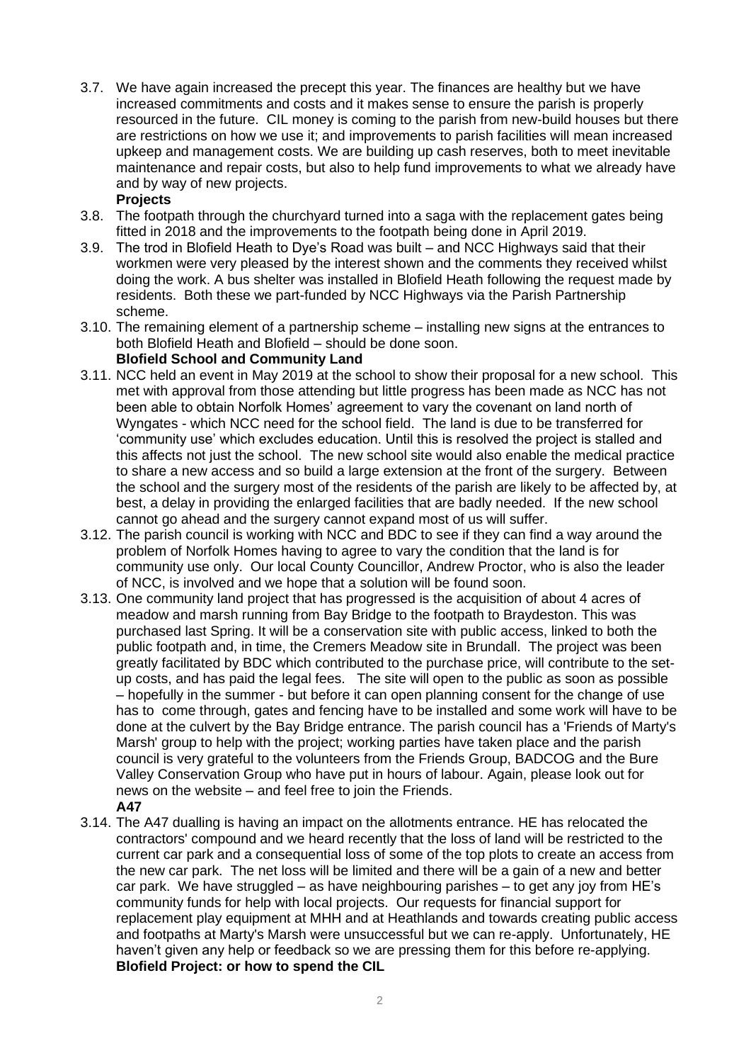3.7. We have again increased the precept this year. The finances are healthy but we have increased commitments and costs and it makes sense to ensure the parish is properly resourced in the future. CIL money is coming to the parish from new-build houses but there are restrictions on how we use it; and improvements to parish facilities will mean increased upkeep and management costs. We are building up cash reserves, both to meet inevitable maintenance and repair costs, but also to help fund improvements to what we already have and by way of new projects.

**Projects**

3.8. The footpath through the churchyard turned into a saga with the replacement gates being fitted in 2018 and the improvements to the footpath being done in April 2019.

3.9. The trod in Blofield Heath to Dye's Road was built – and NCC Highways said that their workmen were very pleased by the interest shown and the comments they received whilst doing the work. A bus shelter was installed in Blofield Heath following the request made by residents. Both these we part-funded by NCC Highways via the Parish Partnership scheme.

3.10. The remaining element of a partnership scheme – installing new signs at the entrances to both Blofield Heath and Blofield – should be done soon.

**Blofield School and Community Land**

3.11. NCC held an event in May 2019 at the school to show their proposal for a new school. This met with approval from those attending but little progress has been made as NCC has not been able to obtain Norfolk Homes' agreement to vary the covenant on land north of Wyngates - which NCC need for the school field. The land is due to be transferred for 'community use' which excludes education. Until this is resolved the project is stalled and this affects not just the school. The new school site would also enable the medical practice to share a new access and so build a large extension at the front of the surgery. Between the school and the surgery most of the residents of the parish are likely to be affected by, at best, a delay in providing the enlarged facilities that are badly needed. If the new school cannot go ahead and the surgery cannot expand most of us will suffer.

3.12. The parish council is working with NCC and BDC to see if they can find a way around the problem of Norfolk Homes having to agree to vary the condition that the land is for community use only. Our local County Councillor, Andrew Proctor, who is also the leader of NCC, is involved and we hope that a solution will be found soon.

3.13. One community land project that has progressed is the acquisition of about 4 acres of meadow and marsh running from Bay Bridge to the footpath to Braydeston. This was purchased last Spring. It will be a conservation site with public access, linked to both the public footpath and, in time, the Cremers Meadow site in Brundall. The project was been greatly facilitated by BDC which contributed to the purchase price, will contribute to the set-up costs, and has paid the legal fees. The site will open to the public as soon as possible – hopefully in the summer - but before it can open planning consent for the change of use has to come through, gates and fencing have to be installed and some work will have to be done at the culvert by the Bay Bridge entrance. The parish council has a 'Friends of Marty's Marsh' group to help with the project; working parties have taken place and the parish council is very grateful to the volunteers from the Friends Group, BADCOG and the Bure Valley Conservation Group who have put in hours of labour. Again, please look out for news on the website – and feel free to join the Friends.

**A47**

3.14. The A47 dualling is having an impact on the allotments entrance. HE has relocated the contractors' compound and we heard recently that the loss of land will be restricted to the current car park and a consequential loss of some of the top plots to create an access from the new car park. The net loss will be limited and there will be a gain of a new and better car park. We have struggled – as have neighbouring parishes – to get any joy from HE's community funds for help with local projects. Our requests for financial support for replacement play equipment at MHH and at Heathlands and towards creating public access and footpaths at Marty's Marsh were unsuccessful but we can re-apply. Unfortunately, HE haven't given any help or feedback so we are pressing them for this before re-applying.

**Blofield Project: or how to spend the CIL**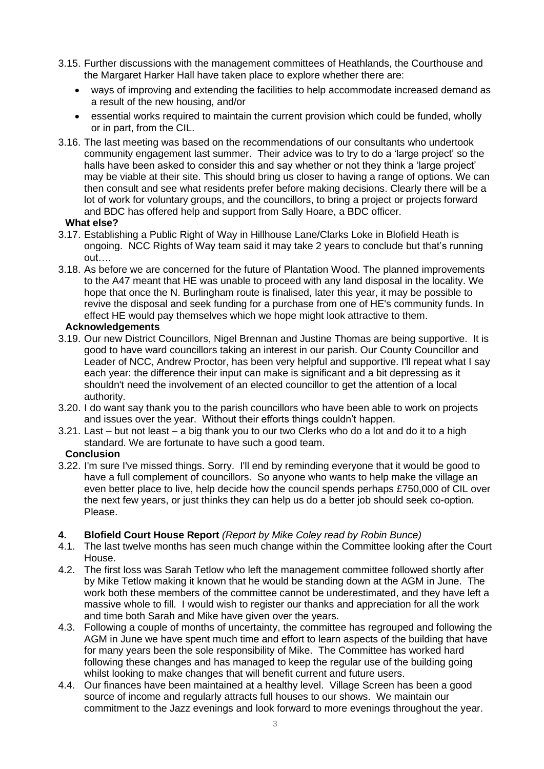3.15. Further discussions with the management committees of Heathlands, the Courthouse and the Margaret Harker Hall have taken place to explore whether there are:

- ways of improving and extending the facilities to help accommodate increased demand as a result of the new housing, and/or
- essential works required to maintain the current provision which could be funded, wholly or in part, from the CIL.

3.16. The last meeting was based on the recommendations of our consultants who undertook community engagement last summer. Their advice was to try to do a 'large project' so the halls have been asked to consider this and say whether or not they think a 'large project' may be viable at their site. This should bring us closer to having a range of options. We can then consult and see what residents prefer before making decisions. Clearly there will be a lot of work for voluntary groups, and the councillors, to bring a project or projects forward and BDC has offered help and support from Sally Hoare, a BDC officer.

**What else?**

3.17. Establishing a Public Right of Way in Hillhouse Lane/Clarks Loke in Blofield Heath is ongoing. NCC Rights of Way team said it may take 2 years to conclude but that's running out….

3.18. As before we are concerned for the future of Plantation Wood. The planned improvements to the A47 meant that HE was unable to proceed with any land disposal in the locality. We hope that once the N. Burlingham route is finalised, later this year, it may be possible to revive the disposal and seek funding for a purchase from one of HE's community funds. In effect HE would pay themselves which we hope might look attractive to them.

**Acknowledgements**

3.19. Our new District Councillors, Nigel Brennan and Justine Thomas are being supportive. It is good to have ward councillors taking an interest in our parish. Our County Councillor and Leader of NCC, Andrew Proctor, has been very helpful and supportive. I'll repeat what I say each year: the difference their input can make is significant and a bit depressing as it shouldn't need the involvement of an elected councillor to get the attention of a local authority.

3.20. I do want say thank you to the parish councillors who have been able to work on projects and issues over the year. Without their efforts things couldn't happen.

3.21. Last – but not least – a big thank you to our two Clerks who do a lot and do it to a high standard. We are fortunate to have such a good team.

**Conclusion**

3.22. I'm sure I've missed things. Sorry. I'll end by reminding everyone that it would be good to have a full complement of councillors. So anyone who wants to help make the village an even better place to live, help decide how the council spends perhaps £750,000 of CIL over the next few years, or just thinks they can help us do a better job should seek co-option. Please.

## 4. Blofield Court House Report *(Report by Mike Coley read by Robin Bunce)*

4.1. The last twelve months has seen much change within the Committee looking after the Court House.

4.2. The first loss was Sarah Tetlow who left the management committee followed shortly after by Mike Tetlow making it known that he would be standing down at the AGM in June. The work both these members of the committee cannot be underestimated, and they have left a massive whole to fill. I would wish to register our thanks and appreciation for all the work and time both Sarah and Mike have given over the years.

4.3. Following a couple of months of uncertainty, the committee has regrouped and following the AGM in June we have spent much time and effort to learn aspects of the building that have for many years been the sole responsibility of Mike. The Committee has worked hard following these changes and has managed to keep the regular use of the building going whilst looking to make changes that will benefit current and future users.

4.4. Our finances have been maintained at a healthy level. Village Screen has been a good source of income and regularly attracts full houses to our shows. We maintain our commitment to the Jazz evenings and look forward to more evenings throughout the year.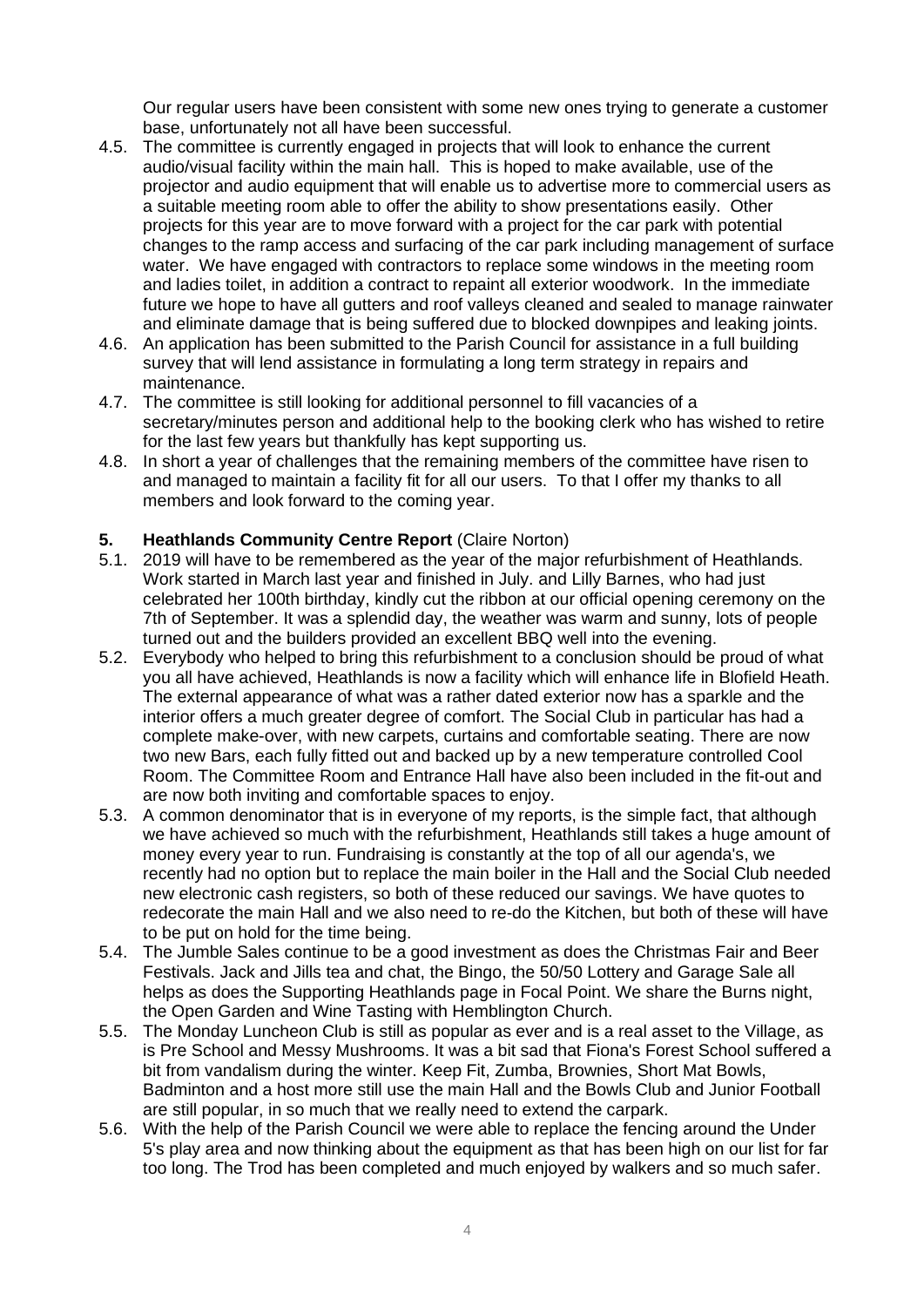Our regular users have been consistent with some new ones trying to generate a customer base, unfortunately not all have been successful.

4.5. The committee is currently engaged in projects that will look to enhance the current audio/visual facility within the main hall. This is hoped to make available, use of the projector and audio equipment that will enable us to advertise more to commercial users as a suitable meeting room able to offer the ability to show presentations easily. Other projects for this year are to move forward with a project for the car park with potential changes to the ramp access and surfacing of the car park including management of surface water. We have engaged with contractors to replace some windows in the meeting room and ladies toilet, in addition a contract to repaint all exterior woodwork. In the immediate future we hope to have all gutters and roof valleys cleaned and sealed to manage rainwater and eliminate damage that is being suffered due to blocked downpipes and leaking joints.

4.6. An application has been submitted to the Parish Council for assistance in a full building survey that will lend assistance in formulating a long term strategy in repairs and maintenance.

4.7. The committee is still looking for additional personnel to fill vacancies of a secretary/minutes person and additional help to the booking clerk who has wished to retire for the last few years but thankfully has kept supporting us.

4.8. In short a year of challenges that the remaining members of the committee have risen to and managed to maintain a facility fit for all our users. To that I offer my thanks to all members and look forward to the coming year.

## 5. Heathlands Community Centre Report (Claire Norton)

5.1. 2019 will have to be remembered as the year of the major refurbishment of Heathlands. Work started in March last year and finished in July. and Lilly Barnes, who had just celebrated her 100th birthday, kindly cut the ribbon at our official opening ceremony on the 7th of September. It was a splendid day, the weather was warm and sunny, lots of people turned out and the builders provided an excellent BBQ well into the evening.

5.2. Everybody who helped to bring this refurbishment to a conclusion should be proud of what you all have achieved, Heathlands is now a facility which will enhance life in Blofield Heath. The external appearance of what was a rather dated exterior now has a sparkle and the interior offers a much greater degree of comfort. The Social Club in particular has had a complete make-over, with new carpets, curtains and comfortable seating. There are now two new Bars, each fully fitted out and backed up by a new temperature controlled Cool Room. The Committee Room and Entrance Hall have also been included in the fit-out and are now both inviting and comfortable spaces to enjoy.

5.3. A common denominator that is in everyone of my reports, is the simple fact, that although we have achieved so much with the refurbishment, Heathlands still takes a huge amount of money every year to run. Fundraising is constantly at the top of all our agenda's, we recently had no option but to replace the main boiler in the Hall and the Social Club needed new electronic cash registers, so both of these reduced our savings. We have quotes to redecorate the main Hall and we also need to re-do the Kitchen, but both of these will have to be put on hold for the time being.

5.4. The Jumble Sales continue to be a good investment as does the Christmas Fair and Beer Festivals. Jack and Jills tea and chat, the Bingo, the 50/50 Lottery and Garage Sale all helps as does the Supporting Heathlands page in Focal Point. We share the Burns night, the Open Garden and Wine Tasting with Hemblington Church.

5.5. The Monday Luncheon Club is still as popular as ever and is a real asset to the Village, as is Pre School and Messy Mushrooms. It was a bit sad that Fiona's Forest School suffered a bit from vandalism during the winter. Keep Fit, Zumba, Brownies, Short Mat Bowls, Badminton and a host more still use the main Hall and the Bowls Club and Junior Football are still popular, in so much that we really need to extend the carpark.

5.6. With the help of the Parish Council we were able to replace the fencing around the Under 5's play area and now thinking about the equipment as that has been high on our list for far too long. The Trod has been completed and much enjoyed by walkers and so much safer.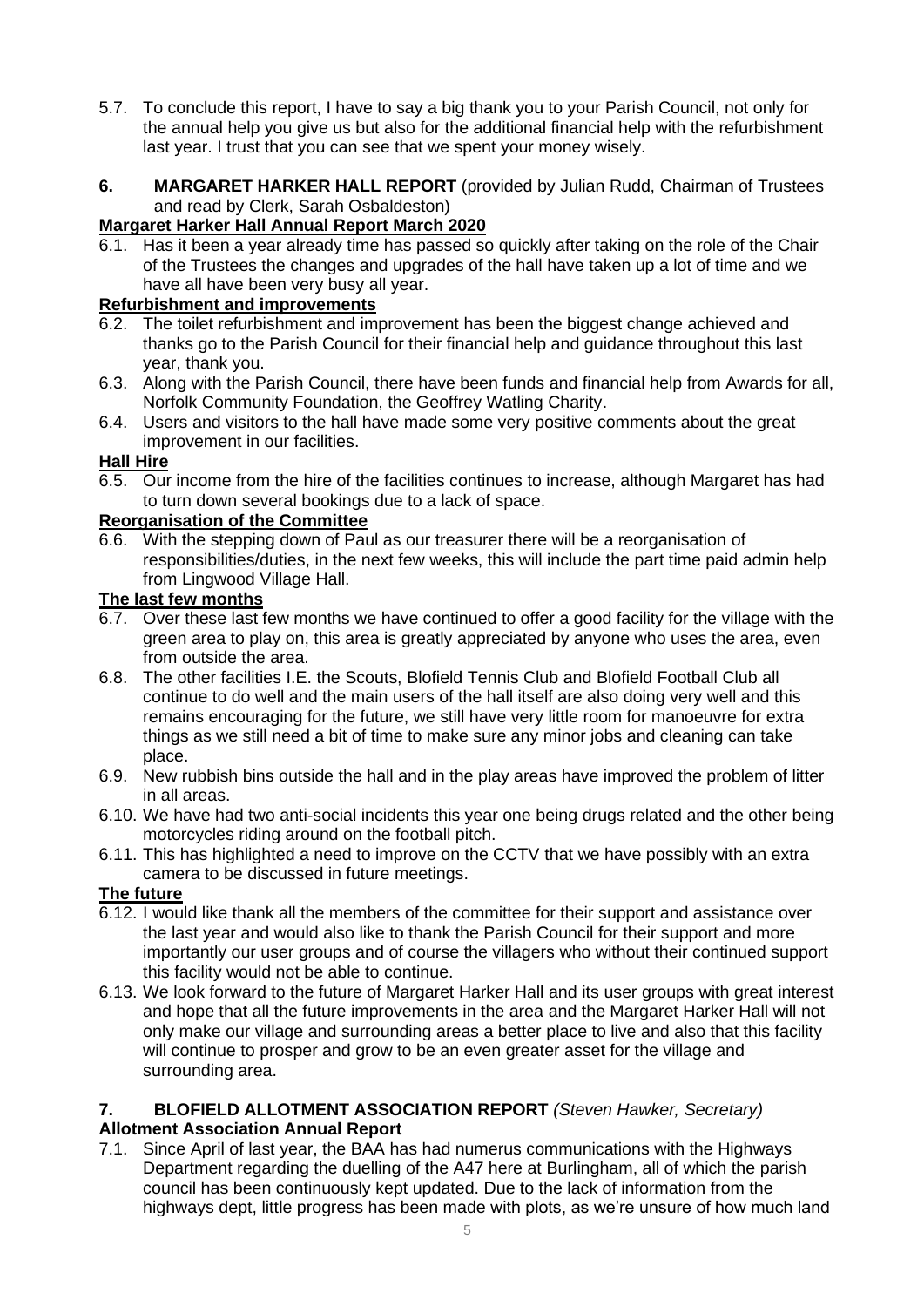5.7. To conclude this report, I have to say a big thank you to your Parish Council, not only for the annual help you give us but also for the additional financial help with the refurbishment last year. I trust that you can see that we spent your money wisely.

**6. MARGARET HARKER HALL REPORT** (provided by Julian Rudd, Chairman of Trustees and read by Clerk, Sarah Osbaldeston)

**Margaret Harker Hall Annual Report March 2020**

6.1. Has it been a year already time has passed so quickly after taking on the role of the Chair of the Trustees the changes and upgrades of the hall have taken up a lot of time and we have all have been very busy all year.

**Refurbishment and improvements**

6.2. The toilet refurbishment and improvement has been the biggest change achieved and thanks go to the Parish Council for their financial help and guidance throughout this last year, thank you.

6.3. Along with the Parish Council, there have been funds and financial help from Awards for all, Norfolk Community Foundation, the Geoffrey Watling Charity.

6.4. Users and visitors to the hall have made some very positive comments about the great improvement in our facilities.

**Hall Hire**

6.5. Our income from the hire of the facilities continues to increase, although Margaret has had to turn down several bookings due to a lack of space.

**Reorganisation of the Committee**

6.6. With the stepping down of Paul as our treasurer there will be a reorganisation of responsibilities/duties, in the next few weeks, this will include the part time paid admin help from Lingwood Village Hall.

**The last few months**

6.7. Over these last few months we have continued to offer a good facility for the village with the green area to play on, this area is greatly appreciated by anyone who uses the area, even from outside the area.

6.8. The other facilities I.E. the Scouts, Blofield Tennis Club and Blofield Football Club all continue to do well and the main users of the hall itself are also doing very well and this remains encouraging for the future, we still have very little room for manoeuvre for extra things as we still need a bit of time to make sure any minor jobs and cleaning can take place.

6.9. New rubbish bins outside the hall and in the play areas have improved the problem of litter in all areas.

6.10. We have had two anti-social incidents this year one being drugs related and the other being motorcycles riding around on the football pitch.

6.11. This has highlighted a need to improve on the CCTV that we have possibly with an extra camera to be discussed in future meetings.

**The future**

6.12. I would like thank all the members of the committee for their support and assistance over the last year and would also like to thank the Parish Council for their support and more importantly our user groups and of course the villagers who without their continued support this facility would not be able to continue.

6.13. We look forward to the future of Margaret Harker Hall and its user groups with great interest and hope that all the future improvements in the area and the Margaret Harker Hall will not only make our village and surrounding areas a better place to live and also that this facility will continue to prosper and grow to be an even greater asset for the village and surrounding area.

**7. BLOFIELD ALLOTMENT ASSOCIATION REPORT** *(Steven Hawker, Secretary)*

**Allotment Association Annual Report**

7.1. Since April of last year, the BAA has had numerus communications with the Highways Department regarding the duelling of the A47 here at Burlingham, all of which the parish council has been continuously kept updated. Due to the lack of information from the highways dept, little progress has been made with plots, as we're unsure of how much land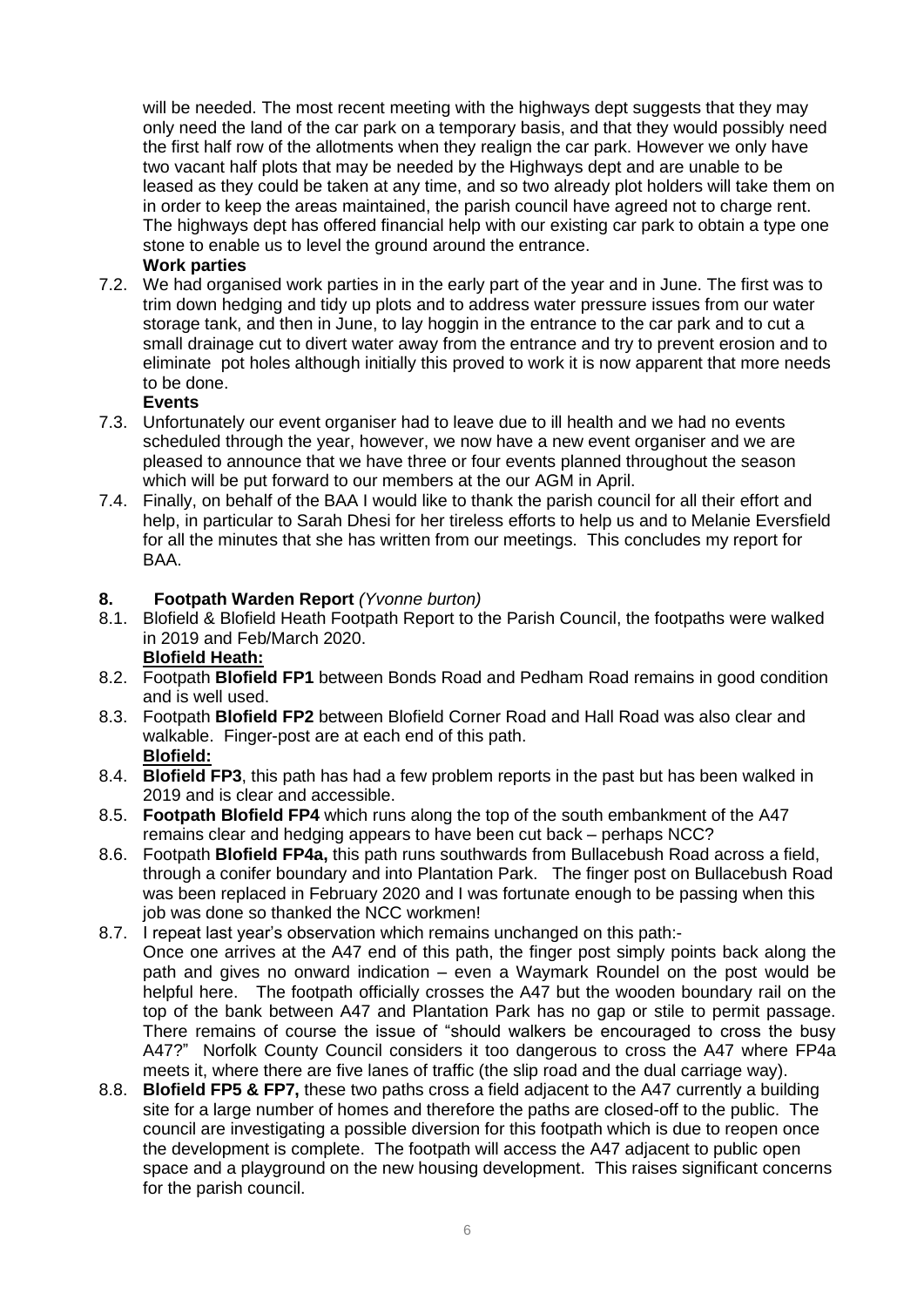will be needed. The most recent meeting with the highways dept suggests that they may only need the land of the car park on a temporary basis, and that they would possibly need the first half row of the allotments when they realign the car park. However we only have two vacant half plots that may be needed by the Highways dept and are unable to be leased as they could be taken at any time, and so two already plot holders will take them on in order to keep the areas maintained, the parish council have agreed not to charge rent. The highways dept has offered financial help with our existing car park to obtain a type one stone to enable us to level the ground around the entrance.

**Work parties**

7.2. We had organised work parties in in the early part of the year and in June. The first was to trim down hedging and tidy up plots and to address water pressure issues from our water storage tank, and then in June, to lay hoggin in the entrance to the car park and to cut a small drainage cut to divert water away from the entrance and try to prevent erosion and to eliminate pot holes although initially this proved to work it is now apparent that more needs to be done.

**Events**

7.3. Unfortunately our event organiser had to leave due to ill health and we had no events scheduled through the year, however, we now have a new event organiser and we are pleased to announce that we have three or four events planned throughout the season which will be put forward to our members at the our AGM in April.

7.4. Finally, on behalf of the BAA I would like to thank the parish council for all their effort and help, in particular to Sarah Dhesi for her tireless efforts to help us and to Melanie Eversfield for all the minutes that she has written from our meetings. This concludes my report for BAA.

## 8. Footpath Warden Report *(Yvonne burton)*

8.1. Blofield & Blofield Heath Footpath Report to the Parish Council, the footpaths were walked in 2019 and Feb/March 2020.

**Blofield Heath:**

8.2. Footpath **Blofield FP1** between Bonds Road and Pedham Road remains in good condition and is well used.

8.3. Footpath **Blofield FP2** between Blofield Corner Road and Hall Road was also clear and walkable. Finger-post are at each end of this path.

**Blofield:**

8.4. **Blofield FP3**, this path has had a few problem reports in the past but has been walked in 2019 and is clear and accessible.

8.5. **Footpath Blofield FP4** which runs along the top of the south embankment of the A47 remains clear and hedging appears to have been cut back – perhaps NCC?

8.6. Footpath **Blofield FP4a,** this path runs southwards from Bullacebush Road across a field, through a conifer boundary and into Plantation Park. The finger post on Bullacebush Road was been replaced in February 2020 and I was fortunate enough to be passing when this job was done so thanked the NCC workmen!

8.7. I repeat last year's observation which remains unchanged on this path:-
Once one arrives at the A47 end of this path, the finger post simply points back along the path and gives no onward indication – even a Waymark Roundel on the post would be helpful here. The footpath officially crosses the A47 but the wooden boundary rail on the top of the bank between A47 and Plantation Park has no gap or stile to permit passage. There remains of course the issue of "should walkers be encouraged to cross the busy A47?" Norfolk County Council considers it too dangerous to cross the A47 where FP4a meets it, where there are five lanes of traffic (the slip road and the dual carriage way).

8.8. **Blofield FP5 & FP7,** these two paths cross a field adjacent to the A47 currently a building site for a large number of homes and therefore the paths are closed-off to the public. The council are investigating a possible diversion for this footpath which is due to reopen once the development is complete. The footpath will access the A47 adjacent to public open space and a playground on the new housing development. This raises significant concerns for the parish council.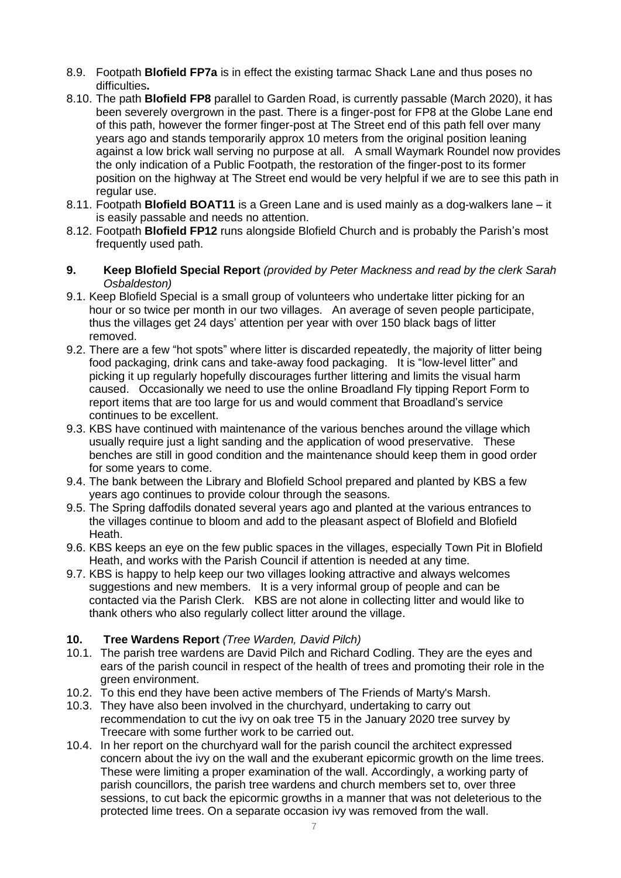8.9. Footpath **Blofield FP7a** is in effect the existing tarmac Shack Lane and thus poses no difficulties**.**

8.10. The path **Blofield FP8** parallel to Garden Road, is currently passable (March 2020), it has been severely overgrown in the past. There is a finger-post for FP8 at the Globe Lane end of this path, however the former finger-post at The Street end of this path fell over many years ago and stands temporarily approx 10 meters from the original position leaning against a low brick wall serving no purpose at all. A small Waymark Roundel now provides the only indication of a Public Footpath, the restoration of the finger-post to its former position on the highway at The Street end would be very helpful if we are to see this path in regular use.

8.11. Footpath **Blofield BOAT11** is a Green Lane and is used mainly as a dog-walkers lane – it is easily passable and needs no attention.

8.12. Footpath **Blofield FP12** runs alongside Blofield Church and is probably the Parish's most frequently used path.

## 9. Keep Blofield Special Report *(provided by Peter Mackness and read by the clerk Sarah Osbaldeston)*

9.1. Keep Blofield Special is a small group of volunteers who undertake litter picking for an hour or so twice per month in our two villages. An average of seven people participate, thus the villages get 24 days' attention per year with over 150 black bags of litter removed.

9.2. There are a few "hot spots" where litter is discarded repeatedly, the majority of litter being food packaging, drink cans and take-away food packaging. It is "low-level litter" and picking it up regularly hopefully discourages further littering and limits the visual harm caused. Occasionally we need to use the online Broadland Fly tipping Report Form to report items that are too large for us and would comment that Broadland's service continues to be excellent.

9.3. KBS have continued with maintenance of the various benches around the village which usually require just a light sanding and the application of wood preservative. These benches are still in good condition and the maintenance should keep them in good order for some years to come.

9.4. The bank between the Library and Blofield School prepared and planted by KBS a few years ago continues to provide colour through the seasons.

9.5. The Spring daffodils donated several years ago and planted at the various entrances to the villages continue to bloom and add to the pleasant aspect of Blofield and Blofield Heath.

9.6. KBS keeps an eye on the few public spaces in the villages, especially Town Pit in Blofield Heath, and works with the Parish Council if attention is needed at any time.

9.7. KBS is happy to help keep our two villages looking attractive and always welcomes suggestions and new members. It is a very informal group of people and can be contacted via the Parish Clerk. KBS are not alone in collecting litter and would like to thank others who also regularly collect litter around the village.

## 10. Tree Wardens Report *(Tree Warden, David Pilch)*

10.1. The parish tree wardens are David Pilch and Richard Codling. They are the eyes and ears of the parish council in respect of the health of trees and promoting their role in the green environment.

10.2. To this end they have been active members of The Friends of Marty's Marsh.

10.3. They have also been involved in the churchyard, undertaking to carry out recommendation to cut the ivy on oak tree T5 in the January 2020 tree survey by Treecare with some further work to be carried out.

10.4. In her report on the churchyard wall for the parish council the architect expressed concern about the ivy on the wall and the exuberant epicormic growth on the lime trees. These were limiting a proper examination of the wall. Accordingly, a working party of parish councillors, the parish tree wardens and church members set to, over three sessions, to cut back the epicormic growths in a manner that was not deleterious to the protected lime trees. On a separate occasion ivy was removed from the wall.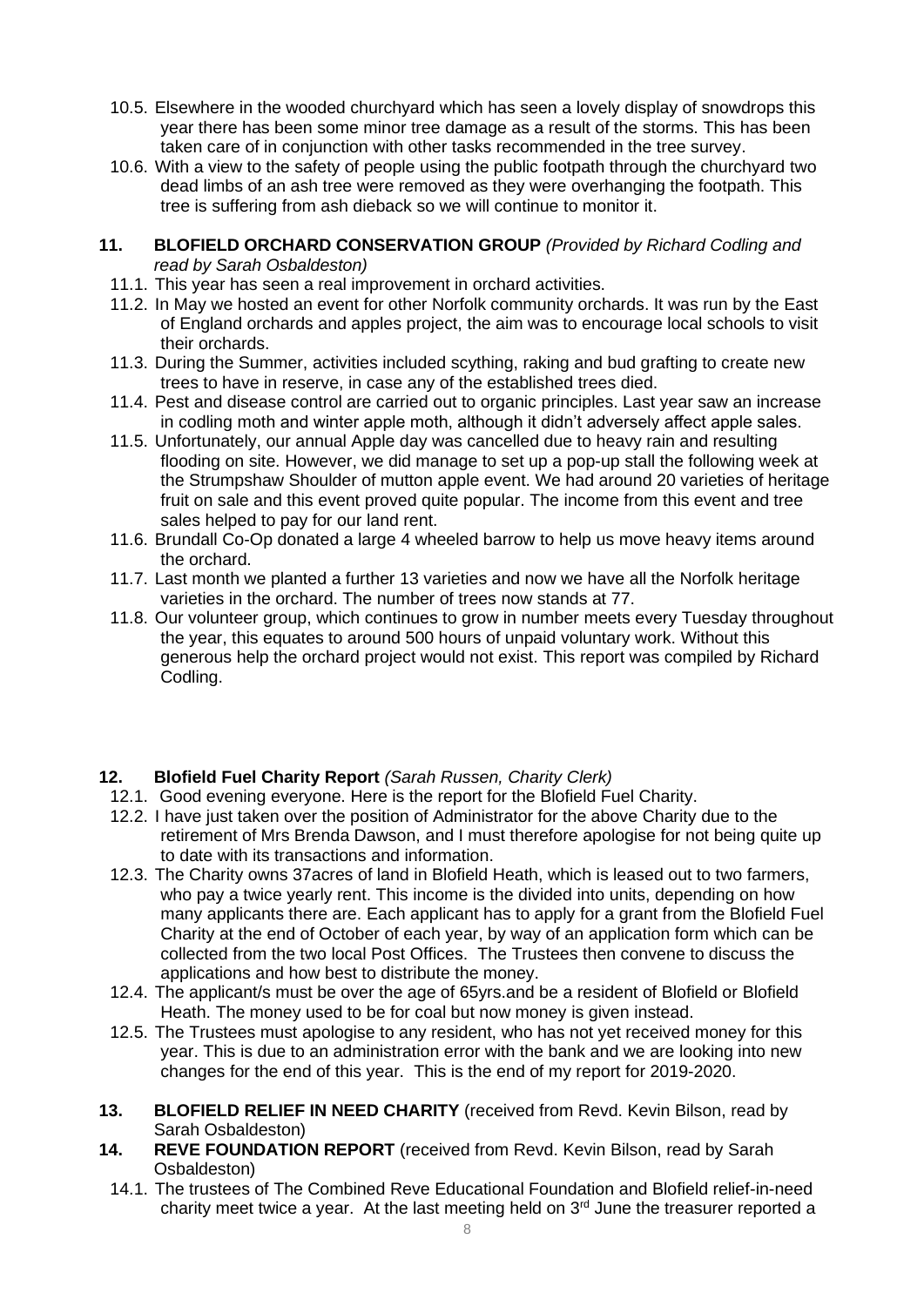10.5. Elsewhere in the wooded churchyard which has seen a lovely display of snowdrops this year there has been some minor tree damage as a result of the storms. This has been taken care of in conjunction with other tasks recommended in the tree survey.

10.6. With a view to the safety of people using the public footpath through the churchyard two dead limbs of an ash tree were removed as they were overhanging the footpath. This tree is suffering from ash dieback so we will continue to monitor it.

## 11. BLOFIELD ORCHARD CONSERVATION GROUP *(Provided by Richard Codling and read by Sarah Osbaldeston)*

11.1. This year has seen a real improvement in orchard activities.

11.2. In May we hosted an event for other Norfolk community orchards. It was run by the East of England orchards and apples project, the aim was to encourage local schools to visit their orchards.

11.3. During the Summer, activities included scything, raking and bud grafting to create new trees to have in reserve, in case any of the established trees died.

11.4. Pest and disease control are carried out to organic principles. Last year saw an increase in codling moth and winter apple moth, although it didn't adversely affect apple sales.

11.5. Unfortunately, our annual Apple day was cancelled due to heavy rain and resulting flooding on site. However, we did manage to set up a pop-up stall the following week at the Strumpshaw Shoulder of mutton apple event. We had around 20 varieties of heritage fruit on sale and this event proved quite popular. The income from this event and tree sales helped to pay for our land rent.

11.6. Brundall Co-Op donated a large 4 wheeled barrow to help us move heavy items around the orchard.

11.7. Last month we planted a further 13 varieties and now we have all the Norfolk heritage varieties in the orchard. The number of trees now stands at 77.

11.8. Our volunteer group, which continues to grow in number meets every Tuesday throughout the year, this equates to around 500 hours of unpaid voluntary work. Without this generous help the orchard project would not exist. This report was compiled by Richard Codling.

## 12. Blofield Fuel Charity Report *(Sarah Russen, Charity Clerk)*

12.1. Good evening everyone. Here is the report for the Blofield Fuel Charity.

12.2. I have just taken over the position of Administrator for the above Charity due to the retirement of Mrs Brenda Dawson, and I must therefore apologise for not being quite up to date with its transactions and information.

12.3. The Charity owns 37acres of land in Blofield Heath, which is leased out to two farmers, who pay a twice yearly rent. This income is the divided into units, depending on how many applicants there are. Each applicant has to apply for a grant from the Blofield Fuel Charity at the end of October of each year, by way of an application form which can be collected from the two local Post Offices. The Trustees then convene to discuss the applications and how best to distribute the money.

12.4. The applicant/s must be over the age of 65yrs.and be a resident of Blofield or Blofield Heath. The money used to be for coal but now money is given instead.

12.5. The Trustees must apologise to any resident, who has not yet received money for this year. This is due to an administration error with the bank and we are looking into new changes for the end of this year. This is the end of my report for 2019-2020.

## 13. BLOFIELD RELIEF IN NEED CHARITY (received from Revd. Kevin Bilson, read by Sarah Osbaldeston)

## 14. REVE FOUNDATION REPORT (received from Revd. Kevin Bilson, read by Sarah Osbaldeston)

14.1. The trustees of The Combined Reve Educational Foundation and Blofield relief-in-need charity meet twice a year. At the last meeting held on 3rd June the treasurer reported a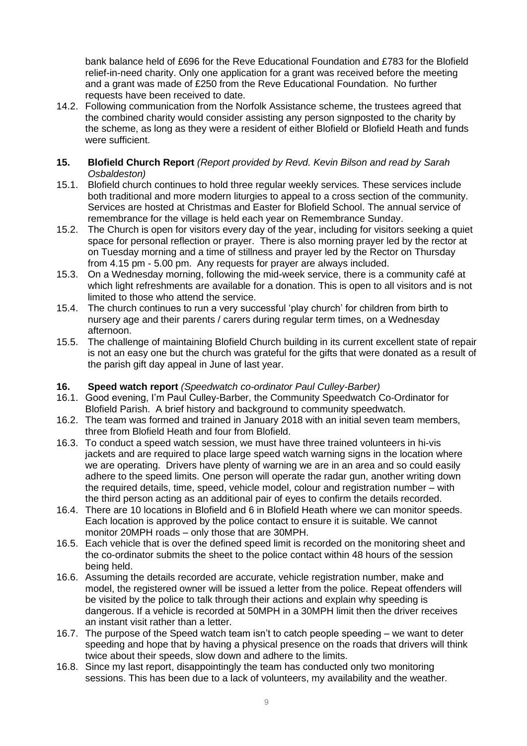bank balance held of £696 for the Reve Educational Foundation and £783 for the Blofield relief-in-need charity. Only one application for a grant was received before the meeting and a grant was made of £250 from the Reve Educational Foundation. No further requests have been received to date.

14.2. Following communication from the Norfolk Assistance scheme, the trustees agreed that the combined charity would consider assisting any person signposted to the charity by the scheme, as long as they were a resident of either Blofield or Blofield Heath and funds were sufficient.

**15. Blofield Church Report** *(Report provided by Revd. Kevin Bilson and read by Sarah Osbaldeston)*

15.1. Blofield church continues to hold three regular weekly services. These services include both traditional and more modern liturgies to appeal to a cross section of the community. Services are hosted at Christmas and Easter for Blofield School. The annual service of remembrance for the village is held each year on Remembrance Sunday.

15.2. The Church is open for visitors every day of the year, including for visitors seeking a quiet space for personal reflection or prayer. There is also morning prayer led by the rector at on Tuesday morning and a time of stillness and prayer led by the Rector on Thursday from 4.15 pm - 5.00 pm. Any requests for prayer are always included.

15.3. On a Wednesday morning, following the mid-week service, there is a community café at which light refreshments are available for a donation. This is open to all visitors and is not limited to those who attend the service.

15.4. The church continues to run a very successful 'play church' for children from birth to nursery age and their parents / carers during regular term times, on a Wednesday afternoon.

15.5. The challenge of maintaining Blofield Church building in its current excellent state of repair is not an easy one but the church was grateful for the gifts that were donated as a result of the parish gift day appeal in June of last year.

**16. Speed watch report** *(Speedwatch co-ordinator Paul Culley-Barber)*

16.1. Good evening, I'm Paul Culley-Barber, the Community Speedwatch Co-Ordinator for Blofield Parish. A brief history and background to community speedwatch.

16.2. The team was formed and trained in January 2018 with an initial seven team members, three from Blofield Heath and four from Blofield.

16.3. To conduct a speed watch session, we must have three trained volunteers in hi-vis jackets and are required to place large speed watch warning signs in the location where we are operating. Drivers have plenty of warning we are in an area and so could easily adhere to the speed limits. One person will operate the radar gun, another writing down the required details, time, speed, vehicle model, colour and registration number – with the third person acting as an additional pair of eyes to confirm the details recorded.

16.4. There are 10 locations in Blofield and 6 in Blofield Heath where we can monitor speeds. Each location is approved by the police contact to ensure it is suitable. We cannot monitor 20MPH roads – only those that are 30MPH.

16.5. Each vehicle that is over the defined speed limit is recorded on the monitoring sheet and the co-ordinator submits the sheet to the police contact within 48 hours of the session being held.

16.6. Assuming the details recorded are accurate, vehicle registration number, make and model, the registered owner will be issued a letter from the police. Repeat offenders will be visited by the police to talk through their actions and explain why speeding is dangerous. If a vehicle is recorded at 50MPH in a 30MPH limit then the driver receives an instant visit rather than a letter.

16.7. The purpose of the Speed watch team isn't to catch people speeding – we want to deter speeding and hope that by having a physical presence on the roads that drivers will think twice about their speeds, slow down and adhere to the limits.

16.8. Since my last report, disappointingly the team has conducted only two monitoring sessions. This has been due to a lack of volunteers, my availability and the weather.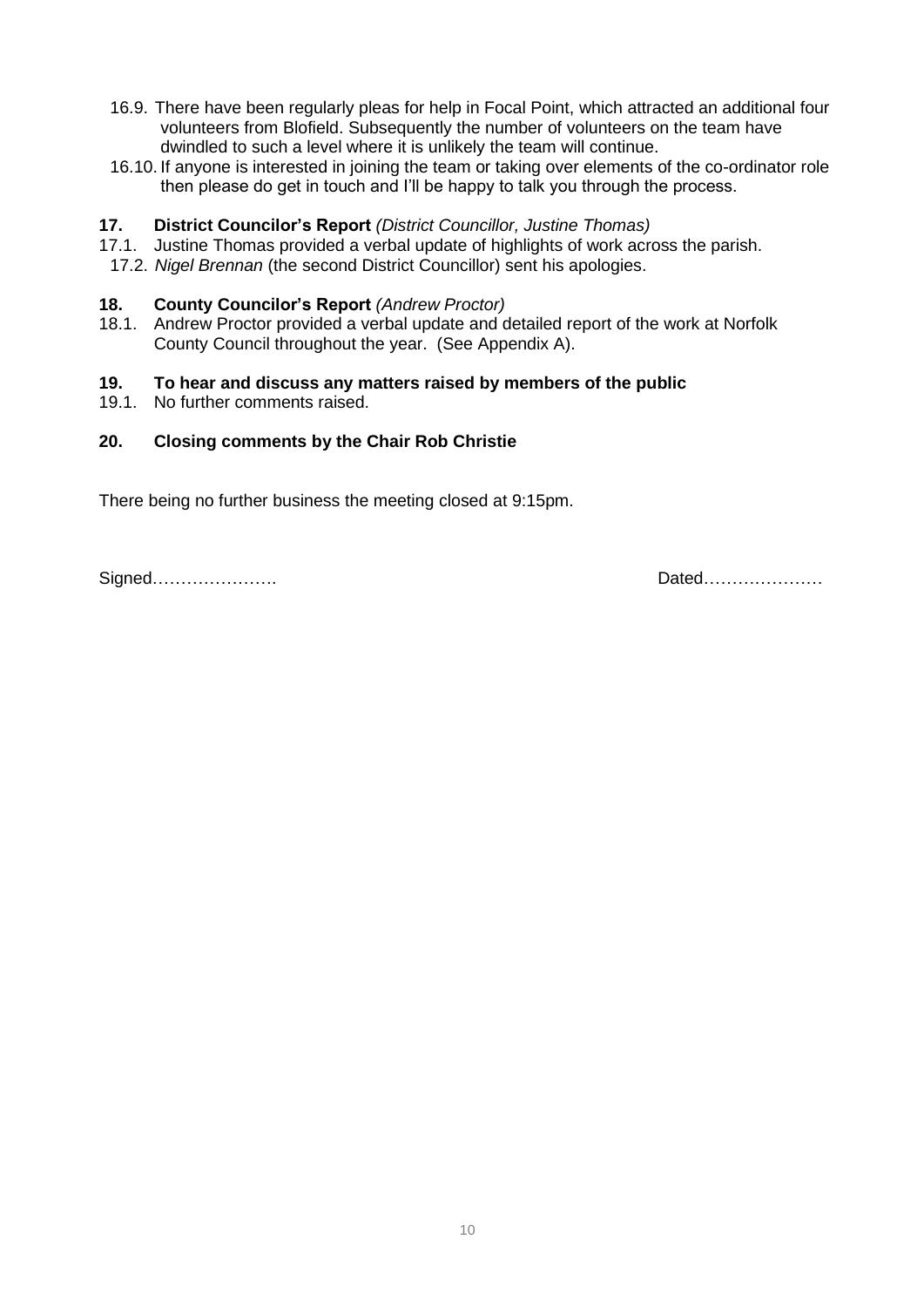16.9. There have been regularly pleas for help in Focal Point, which attracted an additional four volunteers from Blofield. Subsequently the number of volunteers on the team have dwindled to such a level where it is unlikely the team will continue.

16.10. If anyone is interested in joining the team or taking over elements of the co-ordinator role then please do get in touch and I'll be happy to talk you through the process.

**17. District Councilor's Report** *(District Councillor, Justine Thomas)*

17.1. Justine Thomas provided a verbal update of highlights of work across the parish.

17.2. *Nigel Brennan* (the second District Councillor) sent his apologies.

**18. County Councilor's Report** *(Andrew Proctor)*

18.1. Andrew Proctor provided a verbal update and detailed report of the work at Norfolk County Council throughout the year. (See Appendix A).

**19. To hear and discuss any matters raised by members of the public**

19.1. No further comments raised.

**20. Closing comments by the Chair Rob Christie**

There being no further business the meeting closed at 9:15pm.

Signed…………………. Dated…………………